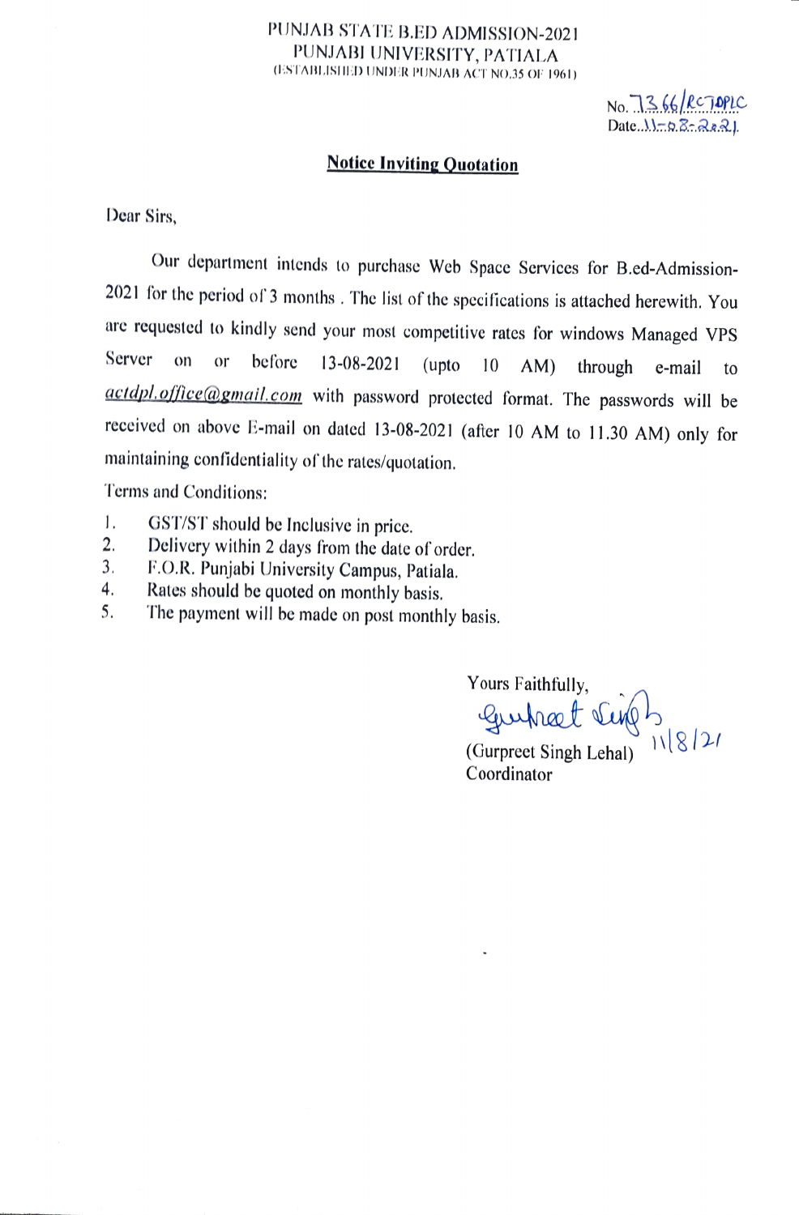PUNJAB STATE B.ED ADMISSION-2021
PUNJABI UNIVERSITY, PATIALA
(ESTABLISHED UNDER PUNJAB ACT NO.35 OF 1961)

No. 7366/RCTOPLC
Date 11-08-2021

## Notice Inviting Quotation

Dear Sirs,

Our department intends to purchase Web Space Services for B.ed-Admission-2021 for the period of 3 months. The list of the specifications is attached herewith. You are requested to kindly send your most competitive rates for windows Managed VPS Server on or before 13-08-2021 (upto 10 AM) through e-mail to *actdpl.office@gmail.com* with password protected format. The passwords will be received on above E-mail on dated 13-08-2021 (after 10 AM to 11.30 AM) only for maintaining confidentiality of the rates/quotation.

Terms and Conditions:

1. GST/ST should be Inclusive in price.
2. Delivery within 2 days from the date of order.
3. F.O.R. Punjabi University Campus, Patiala.
4. Rates should be quoted on monthly basis.
5. The payment will be made on post monthly basis.

Yours Faithfully,

Gurpreet Singh 11/8/21

(Gurpreet Singh Lehal)
Coordinator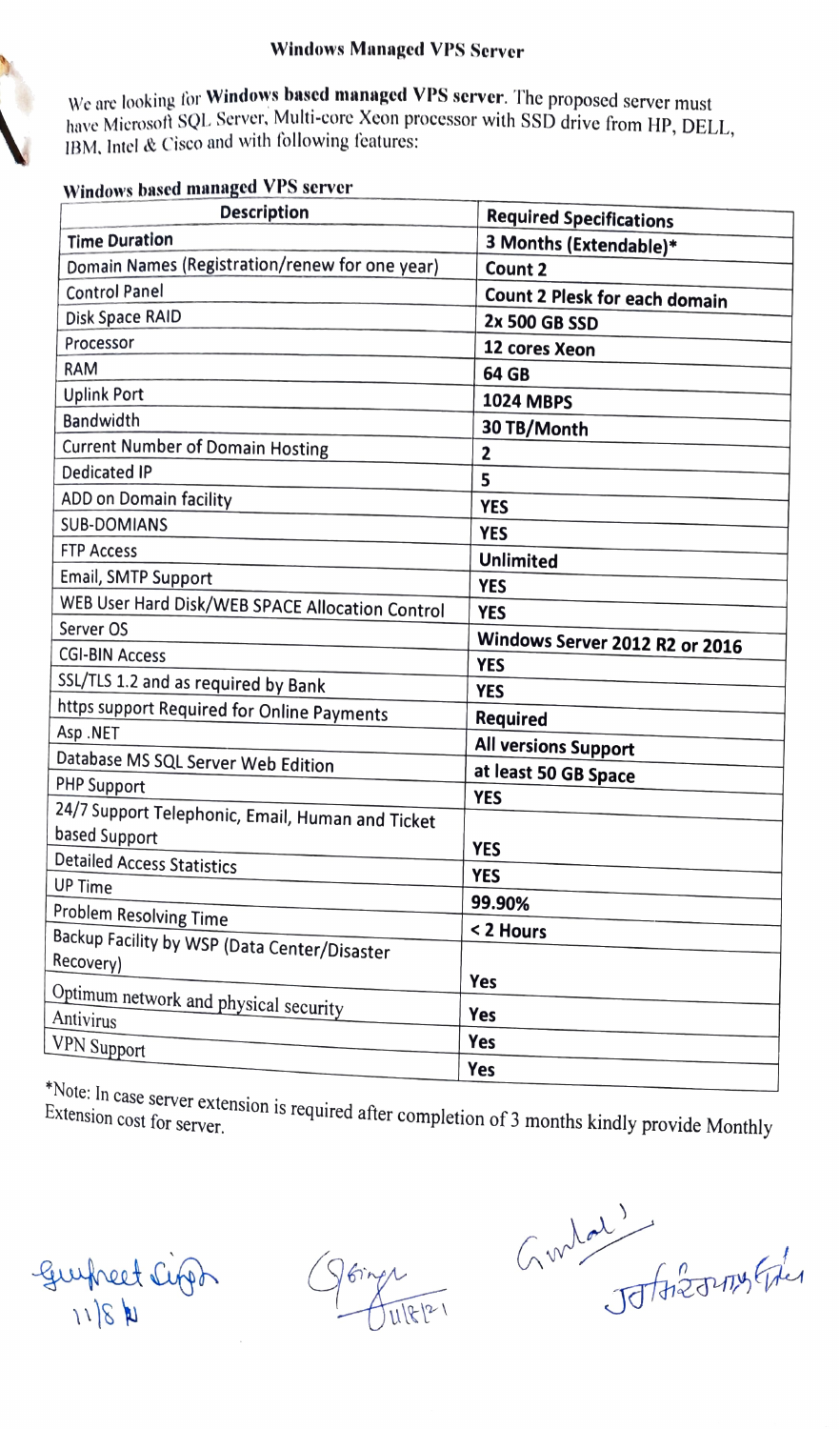## Windows Managed VPS Server

We are looking for **Windows based managed VPS server**. The proposed server must have Microsoft SQL Server, Multi-core Xeon processor with SSD drive from HP, DELL, IBM, Intel & Cisco and with following features:

### Windows based managed VPS server

| Description | Required Specifications |
|---|---|
| **Time Duration** | **3 Months (Extendable)*** |
| Domain Names (Registration/renew for one year) | **Count 2** |
| Control Panel | **Count 2 Plesk for each domain** |
| Disk Space RAID | **2x 500 GB SSD** |
| Processor | **12 cores Xeon** |
| RAM | **64 GB** |
| Uplink Port | **1024 MBPS** |
| Bandwidth | **30 TB/Month** |
| Current Number of Domain Hosting | **2** |
| Dedicated IP | **5** |
| ADD on Domain facility | **YES** |
| SUB-DOMIANS | **YES** |
| FTP Access | **Unlimited** |
| Email, SMTP Support | **YES** |
| WEB User Hard Disk/WEB SPACE Allocation Control | **YES** |
| Server OS | **Windows Server 2012 R2 or 2016** |
| CGI-BIN Access | **YES** |
| SSL/TLS 1.2 and as required by Bank | **YES** |
| https support Required for Online Payments | **Required** |
| Asp .NET | **All versions Support** |
| Database MS SQL Server Web Edition | **at least 50 GB Space** |
| PHP Support | **YES** |
| 24/7 Support Telephonic, Email, Human and Ticket based Support | **YES** |
| Detailed Access Statistics | **YES** |
| UP Time | **99.90%** |
| Problem Resolving Time | **< 2 Hours** |
| Backup Facility by WSP (Data Center/Disaster Recovery) | **Yes** |
| Optimum network and physical security | **Yes** |
| Antivirus | **Yes** |
| VPN Support | **Yes** |

*Note: In case server extension is required after completion of 3 months kindly provide Monthly Extension cost for server.

Gurpreet Singh 11/8/21 &nbsp;&nbsp;&nbsp; Singh 11/8/21 &nbsp;&nbsp;&nbsp; Gurdial